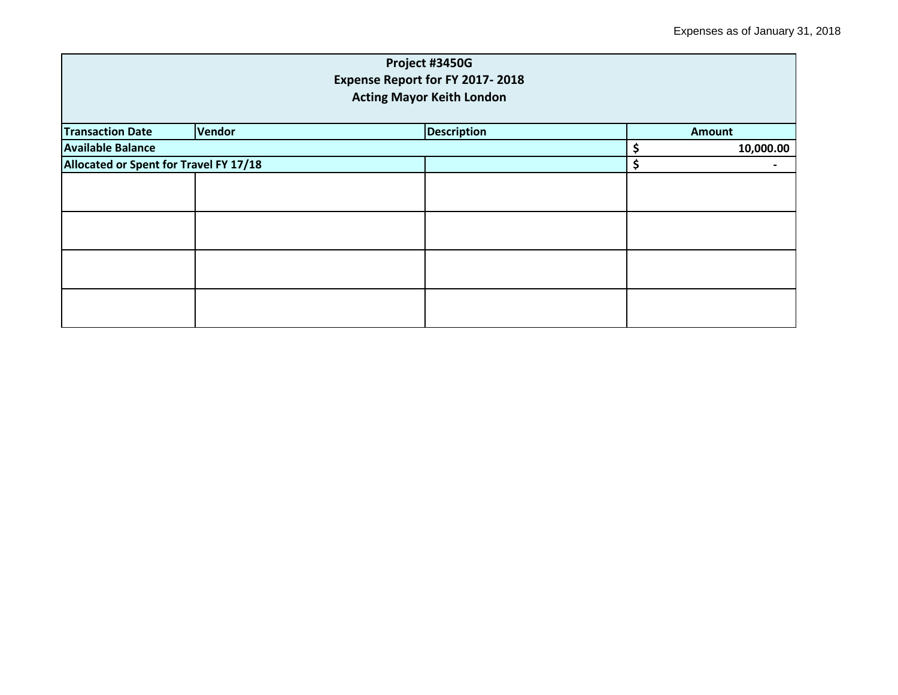Expenses as of January 31, 2018

| Project #3450G<br>Expense Report for FY 2017- 2018<br>Acting Mayor Keith London | | | |
|---|---|---|---|
| **Transaction Date** | **Vendor** | **Description** | **Amount** |
| **Available Balance** | | | **$ 10,000.00** |
| **Allocated or Spent for Travel FY 17/18** | | | **$ -** |
| | | | |
| | | | |
| | | | |
| | | | |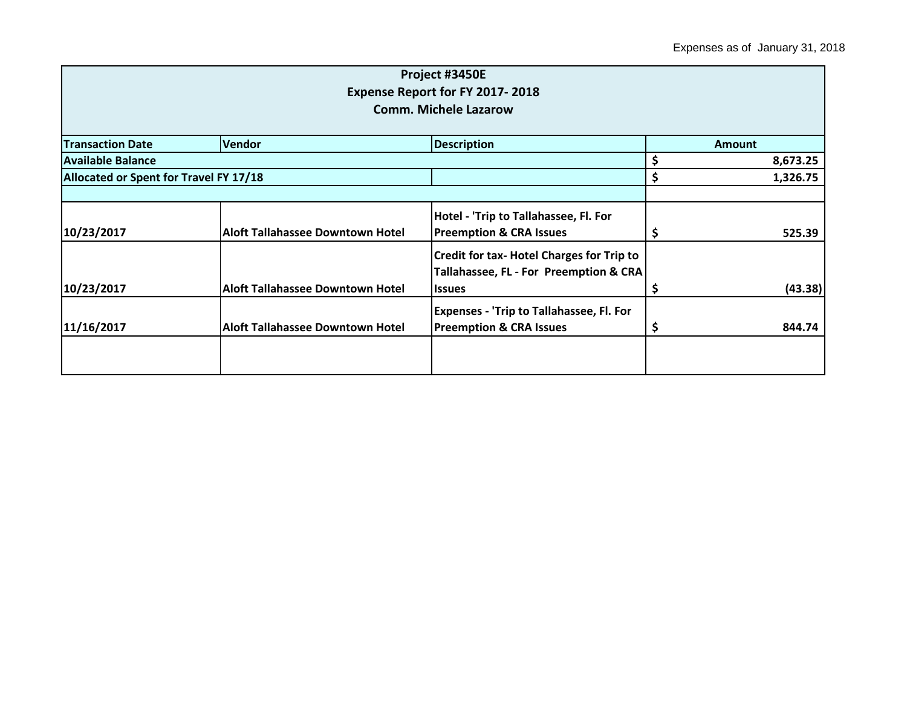Expenses as of January 31, 2018

| **Project #3450E<br>Expense Report for FY 2017- 2018<br>Comm. Michele Lazarow** | | | |
|---|---|---|---|
| **Transaction Date** | **Vendor** | **Description** | **Amount** |
| **Available Balance** | | | **$ 8,673.25** |
| **Allocated or Spent for Travel FY 17/18** | | | **$ 1,326.75** |
| | | | |
| **10/23/2017** | **Aloft Tallahassee Downtown Hotel** | **Hotel - 'Trip to Tallahassee, Fl. For Preemption & CRA Issues** | **$ 525.39** |
| **10/23/2017** | **Aloft Tallahassee Downtown Hotel** | **Credit for tax- Hotel Charges for Trip to Tallahassee, FL - For Preemption & CRA Issues** | **$ (43.38)** |
| **11/16/2017** | **Aloft Tallahassee Downtown Hotel** | **Expenses - 'Trip to Tallahassee, Fl. For Preemption & CRA Issues** | **$ 844.74** |
| | | | |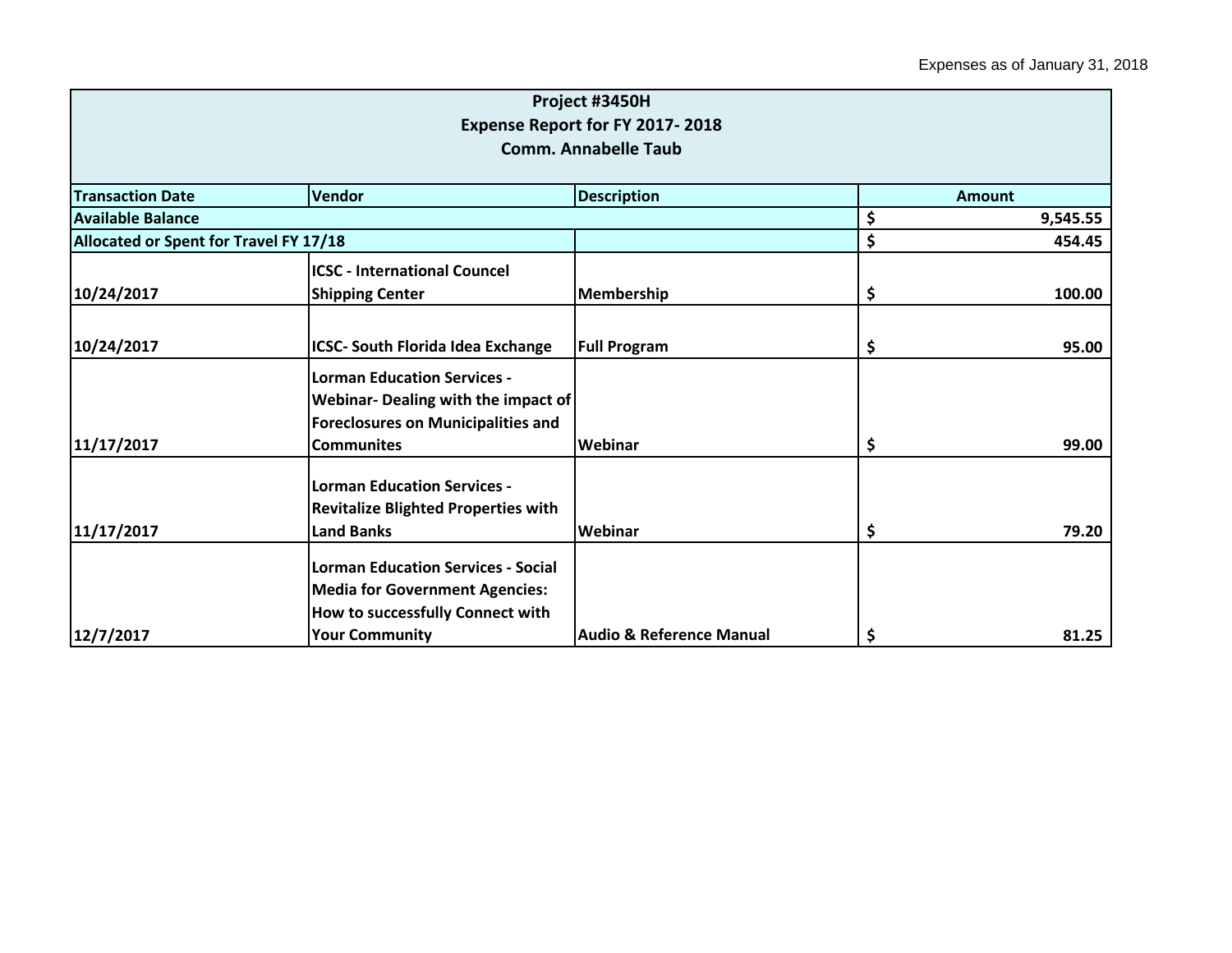Expenses as of January 31, 2018

| Project #3450H<br>Expense Report for FY 2017- 2018<br>Comm. Annabelle Taub | | | |
|---|---|---|---|
| **Transaction Date** | **Vendor** | **Description** | **Amount** |
| **Available Balance** | | | **$ 9,545.55** |
| **Allocated or Spent for Travel FY 17/18** | | | **$ 454.45** |
| **10/24/2017** | **ICSC - International Councel Shipping Center** | **Membership** | **$ 100.00** |
| **10/24/2017** | **ICSC- South Florida Idea Exchange** | **Full Program** | **$ 95.00** |
| **11/17/2017** | **Lorman Education Services - Webinar- Dealing with the impact of Foreclosures on Municipalities and Communites** | **Webinar** | **$ 99.00** |
| **11/17/2017** | **Lorman Education Services - Revitalize Blighted Properties with Land Banks** | **Webinar** | **$ 79.20** |
| **12/7/2017** | **Lorman Education Services - Social Media for Government Agencies: How to successfully Connect with Your Community** | **Audio & Reference Manual** | **$ 81.25** |